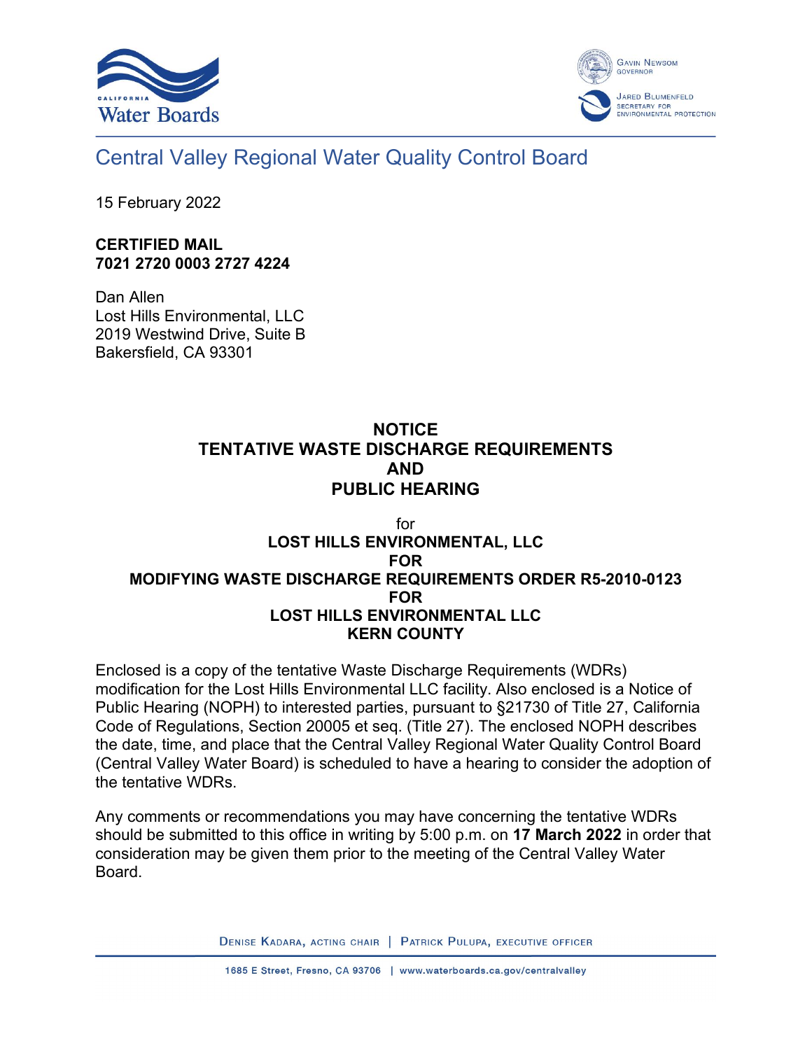Central Valley Regional Water Quality Control Board

15 February 2022

**CERTIFIED MAIL**
**7021 2720 0003 2727 4224**

Dan Allen
Lost Hills Environmental, LLC
2019 Westwind Drive, Suite B
Bakersfield, CA 93301

# NOTICE
# TENTATIVE WASTE DISCHARGE REQUIREMENTS
# AND
# PUBLIC HEARING

for

**LOST HILLS ENVIRONMENTAL, LLC**
**FOR**
**MODIFYING WASTE DISCHARGE REQUIREMENTS ORDER R5-2010-0123**
**FOR**
**LOST HILLS ENVIRONMENTAL LLC**
**KERN COUNTY**

Enclosed is a copy of the tentative Waste Discharge Requirements (WDRs) modification for the Lost Hills Environmental LLC facility. Also enclosed is a Notice of Public Hearing (NOPH) to interested parties, pursuant to §21730 of Title 27, California Code of Regulations, Section 20005 et seq. (Title 27). The enclosed NOPH describes the date, time, and place that the Central Valley Regional Water Quality Control Board (Central Valley Water Board) is scheduled to have a hearing to consider the adoption of the tentative WDRs.

Any comments or recommendations you may have concerning the tentative WDRs should be submitted to this office in writing by 5:00 p.m. on **17 March 2022** in order that consideration may be given them prior to the meeting of the Central Valley Water Board.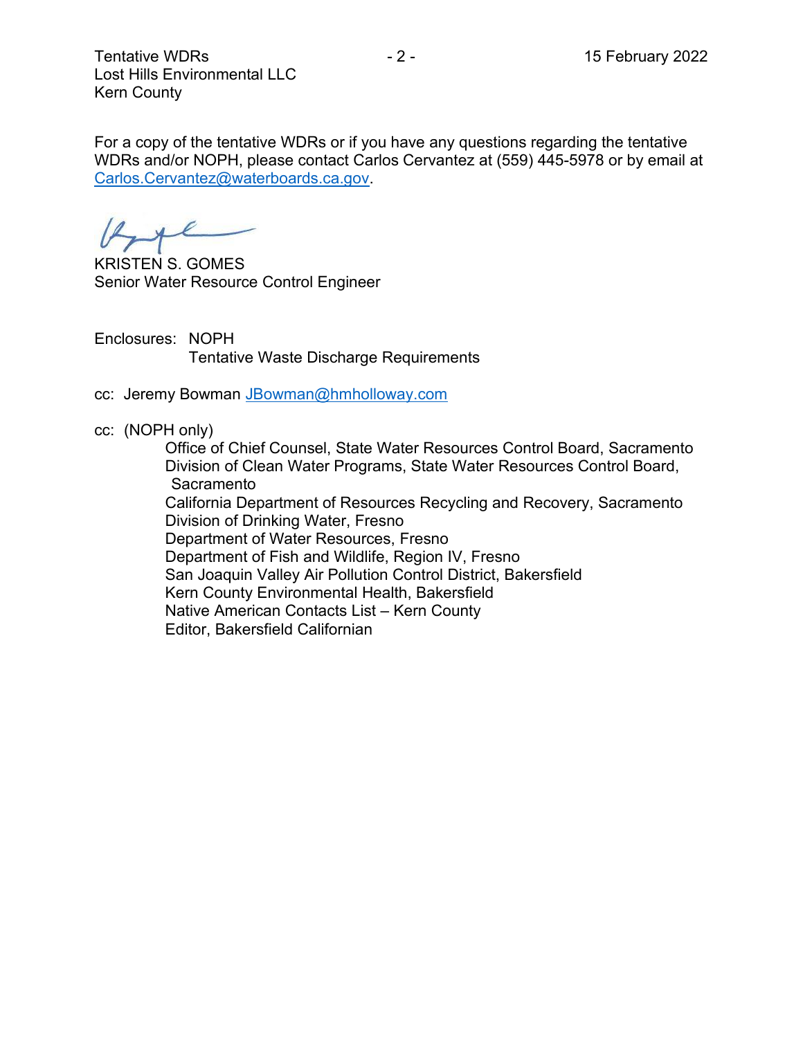For a copy of the tentative WDRs or if you have any questions regarding the tentative WDRs and/or NOPH, please contact Carlos Cervantez at (559) 445-5978 or by email at Carlos.Cervantez@waterboards.ca.gov.

KRISTEN S. GOMES
Senior Water Resource Control Engineer

Enclosures: NOPH
Tentative Waste Discharge Requirements

cc: Jeremy Bowman JBowman@hmholloway.com

cc: (NOPH only)
Office of Chief Counsel, State Water Resources Control Board, Sacramento
Division of Clean Water Programs, State Water Resources Control Board, Sacramento
California Department of Resources Recycling and Recovery, Sacramento
Division of Drinking Water, Fresno
Department of Water Resources, Fresno
Department of Fish and Wildlife, Region IV, Fresno
San Joaquin Valley Air Pollution Control District, Bakersfield
Kern County Environmental Health, Bakersfield
Native American Contacts List – Kern County
Editor, Bakersfield Californian